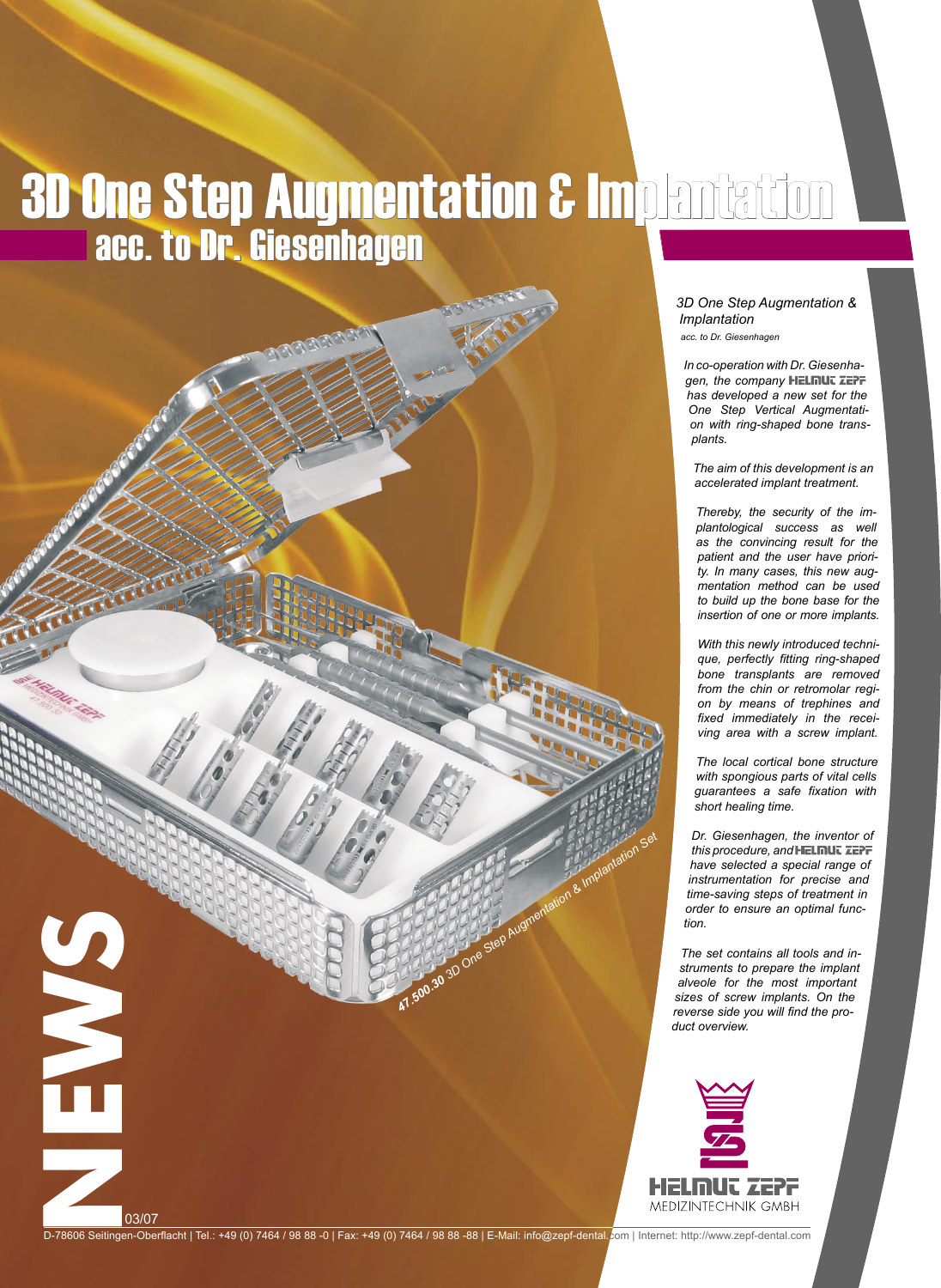# 3D One Step Augmentation & Implantation

## acc. to Dr. Giesenhagen

*3D One Step Augmentation & Implantation*

*acc. to Dr. Giesenhagen*

*In co-operation with Dr. Giesenhagen, the company HELMUT ZEPF has developed a new set for the One Step Vertical Augmentation with ring-shaped bone transplants.*

*The aim of this development is an accelerated implant treatment.*

*Thereby, the security of the implantological success as well as the convincing result for the patient and the user have priority. In many cases, this new augmentation method can be used to build up the bone base for the insertion of one or more implants.*

*With this newly introduced technique, perfectly fitting ring-shaped bone transplants are removed from the chin or retromolar region by means of trephines and fixed immediately in the receiving area with a screw implant.*

*The local cortical bone structure with spongious parts of vital cells guarantees a safe fixation with short healing time.*

*Dr. Giesenhagen, the inventor of this procedure, and HELMUT ZEPF have selected a special range of instrumentation for precise and time-saving steps of treatment in order to ensure an optimal function.*

*The set contains all tools and instruments to prepare the implant alveole for the most important sizes of screw implants. On the reverse side you will find the product overview.*

***47.500.30** 3D One Step Augmentation & Implantation Set*

HELMUT ZEPF MEDIZINTECHNIK GMBH

NEWS 03/07

D-78606 Seitingen-Oberflacht | Tel.: +49 (0) 7464 / 98 88 -0 | Fax: +49 (0) 7464 / 98 88 -88 | E-Mail: info@zepf-dental.com | Internet: http://www.zepf-dental.com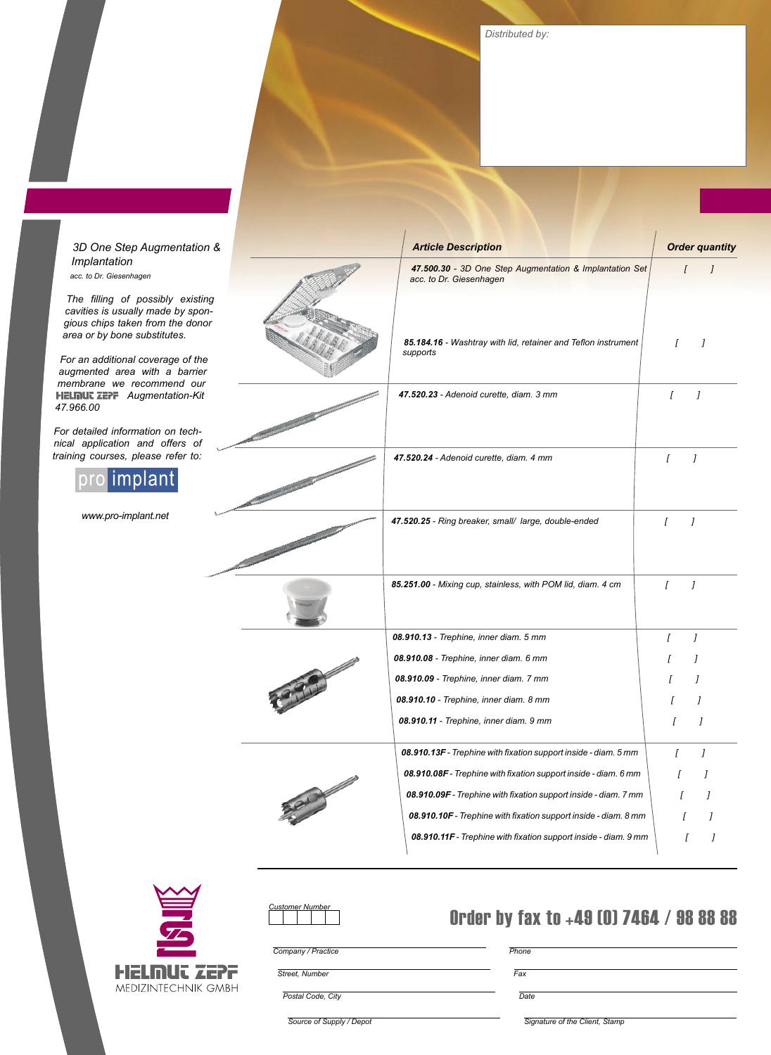Distributed by:

## 3D One Step Augmentation & Implantation

acc. to Dr. Giesenhagen

The filling of possibly existing cavities is usually made by spongious chips taken from the donor area or by bone substitutes.

For an additional coverage of the augmented area with a barrier membrane we recommend our HELMUT ZEPF Augmentation-Kit 47.966.00

For detailed information on technical application and offers of training courses, please refer to:

pro implant

www.pro-implant.net

| Article Description | Order quantity |
|---|---|
| **47.500.30** - 3D One Step Augmentation & Implantation Set acc. to Dr. Giesenhagen | [ ] |
| **85.184.16** - Washtray with lid, retainer and Teflon instrument supports | [ ] |
| **47.520.23** - Adenoid curette, diam. 3 mm | [ ] |
| **47.520.24** - Adenoid curette, diam. 4 mm | [ ] |
| **47.520.25** - Ring breaker, small/ large, double-ended | [ ] |
| **85.251.00** - Mixing cup, stainless, with POM lid, diam. 4 cm | [ ] |
| **08.910.13** - Trephine, inner diam. 5 mm | [ ] |
| **08.910.08** - Trephine, inner diam. 6 mm | [ ] |
| **08.910.09** - Trephine, inner diam. 7 mm | [ ] |
| **08.910.10** - Trephine, inner diam. 8 mm | [ ] |
| **08.910.11** - Trephine, inner diam. 9 mm | [ ] |
| **08.910.13F** - Trephine with fixation support inside - diam. 5 mm | [ ] |
| **08.910.08F** - Trephine with fixation support inside - diam. 6 mm | [ ] |
| **08.910.09F** - Trephine with fixation support inside - diam. 7 mm | [ ] |
| **08.910.10F** - Trephine with fixation support inside - diam. 8 mm | [ ] |
| **08.910.11F** - Trephine with fixation support inside - diam. 9 mm | [ ] |

HELMUT ZEPF MEDIZINTECHNIK GMBH

Customer Number

## Order by fax to +49 (0) 7464 / 98 88 88

Company / Practice

Street, Number

Postal Code, City

Source of Supply / Depot

Phone

Fax

Date

Signature of the Client, Stamp